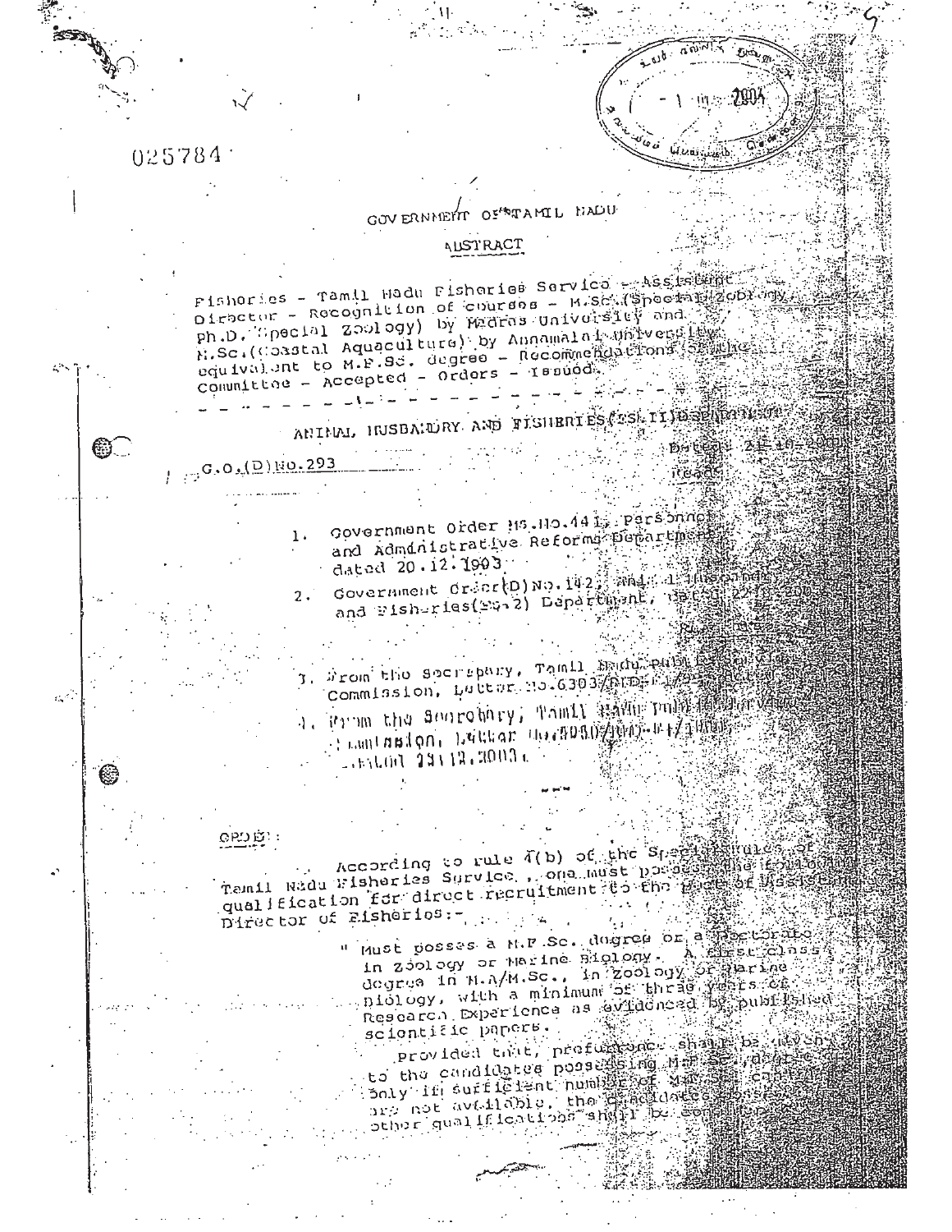025784

GOVERNMENT OF TAMIL NADU

ABSTRACT

Fisheries - Tamil Nadu Fisheries Service - Assistant Director - Recognition of courses - M.Sc.(Special Zoology) Ph.D.(Special Zoology) by Madras University and M.Sc.(Coastal Aquaculture) by Annamalai University equivalent to M.F.Sc. degree - Recommendations of the Committee - Accepted - Orders - Issued.

---

ANIMAL HUSBANDRY AND FISHERIES(FS.II) DEPARTMENT

G.O.(D)No.293 Dated: 21-10-2004

Read:

1. Government Order Ms.No.441, Personnel and Administrative Reforms Department dated 20.12.1993.
2. Government Order(D)No.142, Animal Husbandry and Fisheries(FS.2) Department, dated 22-10-200
3. From the Secretary, Tamil Nadu Public Service Commission, Letter No.6303/RTD-
4. From the Secretary, Tamil Nadu Public Service Commission, Letter No.5050/...
dated 23.12.2003.

---

ORDER:

According to rule 4(b) of the Special Rules of Tamil Nadu Fisheries Service, one must possess the following qualification for direct recruitment to the post of Assistant Director of Fisheries:-

" Must posses a M.F.Sc. degree or a Doctorate in Zoology or Marine Biology. A first class degree in M.A/M.Sc., in Zoology or Marine Biology, with a minimum of three years of Research Experience as evidenced by published scientific papers.

Provided that, preference shall be given to the candidates possessing M.F.Sc., degree. Only if sufficient number of M.F.Sc. candidates are not available, the candidates possessing other qualifications shall be considered.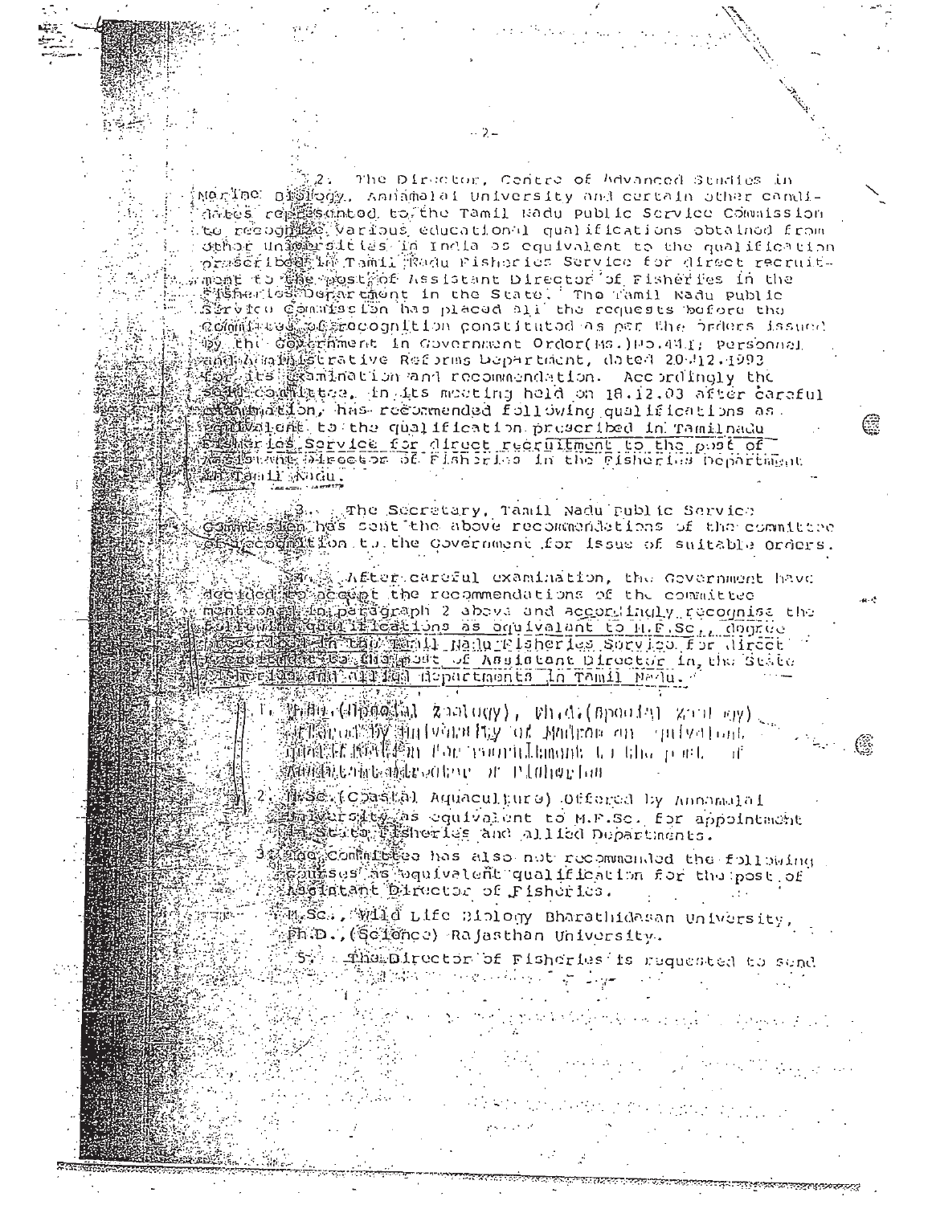2. The Director, Centre of Advanced Studies in Marine Biology, Annamalai University and certain other candidates represented to the Tamil Nadu Public Service Commission to recognize various educational qualifications obtained from other Universities in India as equivalent to the qualification prescribed in Tamil Nadu Fisheries Service for direct recruitment to the post of Assistant Director of Fisheries in the Fisheries Department in the State. The Tamil Nadu Public Service Commission has placed all the requests before the Committee of recognition constituted as per the orders issued by the Government in Government Order(Ms.)No.441, Personnel and Administrative Reforms Department, dated 20.12.1993 for its examination and recommendation. Accordingly the said committee, in its meeting held on 18.12.03 after careful examination, has recommended following qualifications as equivalent to the qualification prescribed in Tamilnadu Fisheries Service for direct recruitment to the post of Assistant Director of Fisheries in the Fisheries Department in Tamil Nadu.

3. The Secretary, Tamil Nadu Public Service Commission has sent the above recommendations of the committee of recognition to the Government for issue of suitable orders.

4. After careful examination, the Government have decided to accept the recommendations of the committee mentioned in paragraph 2 above and accordingly recognise the following qualifications as equivalent to M.F.Sc., degree prescribed in the Tamil Nadu Fisheries Service for direct recruitment to the post of Assistant Director in the State Fisheries and allied departments in Tamil Nadu.

1. M.Phil.(Special Zoology), Ph.D.(Special Zoology) offered by University of Madras as equivalent qualification for recruitment to the post of Assistant Director of Fisheries

2. M.Sc.(Coastal Aquaculture) Offered by Annamalai University as equivalent to M.F.Sc. for appointment in State Fisheries and allied Departments.

3. The Committee has also not recommended the following courses as equivalent qualification for the post of Assistant Director of Fisheries.

M.Sc., Wild Life Biology Bharathidasan University, Ph.D.,(Science) Rajasthan University.

5. The Director of Fisheries is requested to send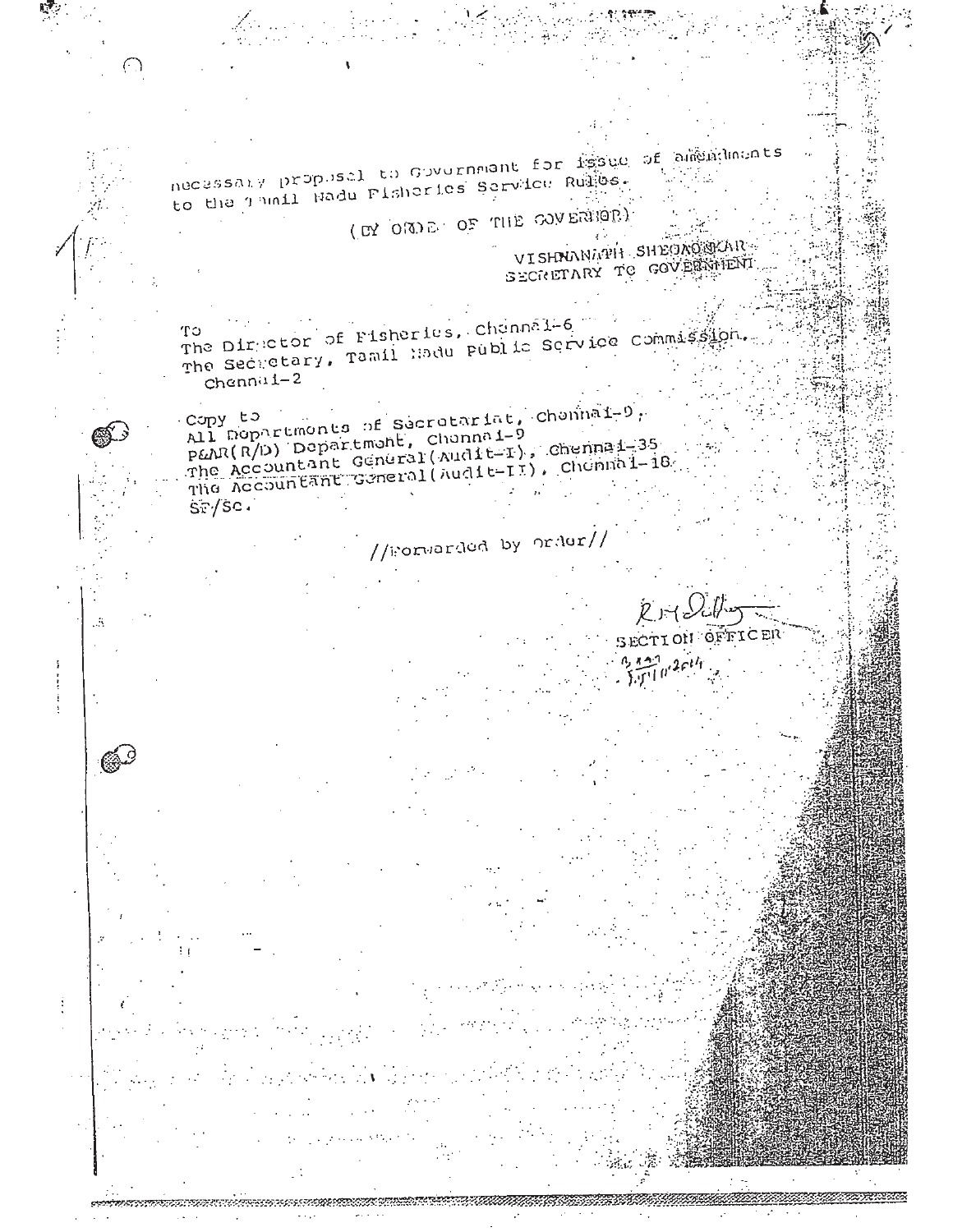necessary proposal to Government for issue of amendments to the Tamil Nadu Fisheries Service Rules.

(BY ORDER OF THE GOVERNOR)

VISHNANATH SHEOAONKAR
SECRETARY TO GOVERNMENT

To
The Director of Fisheries, Chennai-6
The Secretary, Tamil Nadu Public Service Commission, Chennai-2

Copy to
All Departments of Secretariat, Chennai-9,
P&AR(R/D) Department, Chennai-9
The Accountant General(Audit-I), Chennai-35
The Accountant General(Audit-II), Chennai-18
SF/SC.

//Forwarded by Order//

SECTION OFFICER